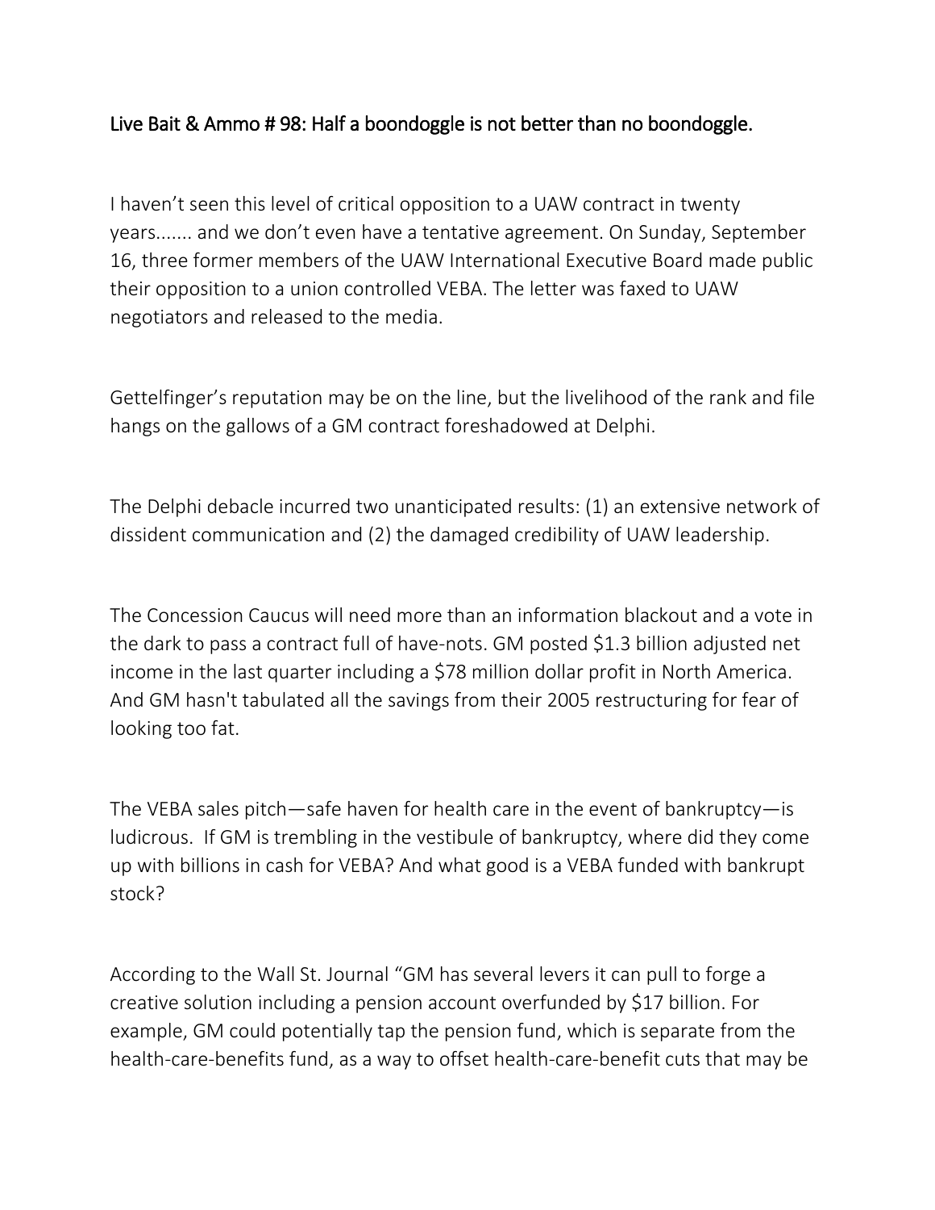# Live Bait & Ammo # 98: Half a boondoggle is not better than no boondoggle.

I haven't seen this level of critical opposition to a UAW contract in twenty years....... and we don't even have a tentative agreement. On Sunday, September 16, three former members of the UAW International Executive Board made public their opposition to a union controlled VEBA. The letter was faxed to UAW negotiators and released to the media.

Gettelfinger's reputation may be on the line, but the livelihood of the rank and file hangs on the gallows of a GM contract foreshadowed at Delphi.

The Delphi debacle incurred two unanticipated results: (1) an extensive network of dissident communication and (2) the damaged credibility of UAW leadership.

The Concession Caucus will need more than an information blackout and a vote in the dark to pass a contract full of have-nots. GM posted $1.3 billion adjusted net income in the last quarter including a $78 million dollar profit in North America. And GM hasn't tabulated all the savings from their 2005 restructuring for fear of looking too fat.

The VEBA sales pitch—safe haven for health care in the event of bankruptcy—is ludicrous. If GM is trembling in the vestibule of bankruptcy, where did they come up with billions in cash for VEBA? And what good is a VEBA funded with bankrupt stock?

According to the Wall St. Journal "GM has several levers it can pull to forge a creative solution including a pension account overfunded by $17 billion. For example, GM could potentially tap the pension fund, which is separate from the health-care-benefits fund, as a way to offset health-care-benefit cuts that may be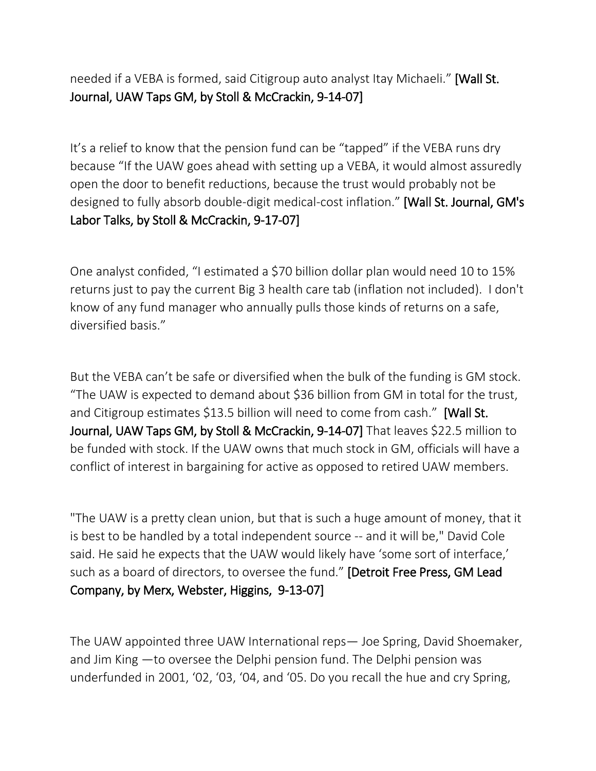needed if a VEBA is formed, said Citigroup auto analyst Itay Michaeli." **[Wall St. Journal, UAW Taps GM, by Stoll & McCrackin, 9-14-07]**

It's a relief to know that the pension fund can be "tapped" if the VEBA runs dry because "If the UAW goes ahead with setting up a VEBA, it would almost assuredly open the door to benefit reductions, because the trust would probably not be designed to fully absorb double-digit medical-cost inflation." **[Wall St. Journal, GM's Labor Talks, by Stoll & McCrackin, 9-17-07]**

One analyst confided, "I estimated a $70 billion dollar plan would need 10 to 15% returns just to pay the current Big 3 health care tab (inflation not included). I don't know of any fund manager who annually pulls those kinds of returns on a safe, diversified basis."

But the VEBA can't be safe or diversified when the bulk of the funding is GM stock. "The UAW is expected to demand about $36 billion from GM in total for the trust, and Citigroup estimates $13.5 billion will need to come from cash." **[Wall St. Journal, UAW Taps GM, by Stoll & McCrackin, 9-14-07]** That leaves $22.5 million to be funded with stock. If the UAW owns that much stock in GM, officials will have a conflict of interest in bargaining for active as opposed to retired UAW members.

"The UAW is a pretty clean union, but that is such a huge amount of money, that it is best to be handled by a total independent source -- and it will be," David Cole said. He said he expects that the UAW would likely have 'some sort of interface,' such as a board of directors, to oversee the fund." **[Detroit Free Press, GM Lead Company, by Merx, Webster, Higgins, 9-13-07]**

The UAW appointed three UAW International reps— Joe Spring, David Shoemaker, and Jim King —to oversee the Delphi pension fund. The Delphi pension was underfunded in 2001, '02, '03, '04, and '05. Do you recall the hue and cry Spring,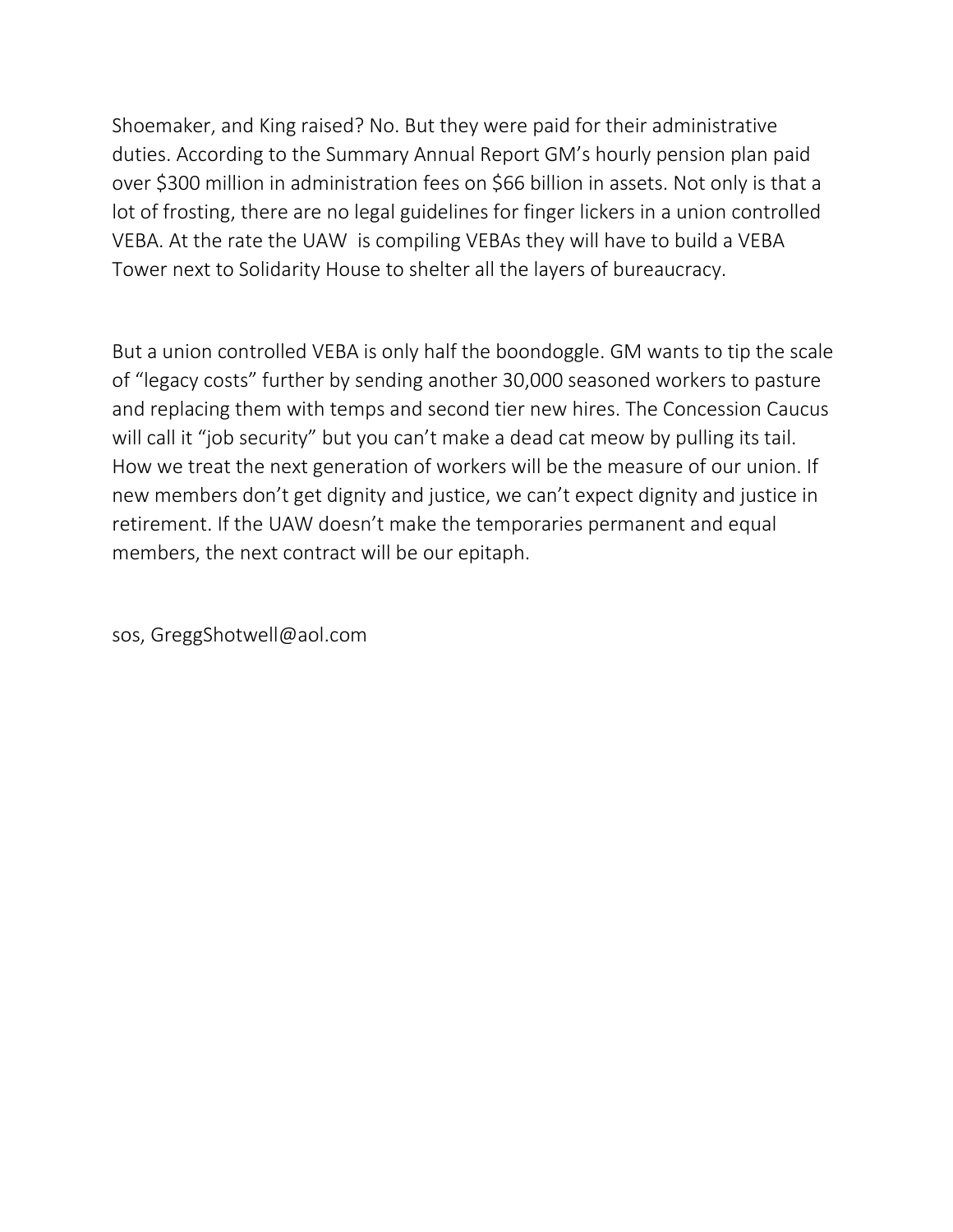Shoemaker, and King raised? No. But they were paid for their administrative duties. According to the Summary Annual Report GM's hourly pension plan paid over $300 million in administration fees on $66 billion in assets. Not only is that a lot of frosting, there are no legal guidelines for finger lickers in a union controlled VEBA. At the rate the UAW is compiling VEBAs they will have to build a VEBA Tower next to Solidarity House to shelter all the layers of bureaucracy.

But a union controlled VEBA is only half the boondoggle. GM wants to tip the scale of "legacy costs" further by sending another 30,000 seasoned workers to pasture and replacing them with temps and second tier new hires. The Concession Caucus will call it "job security" but you can't make a dead cat meow by pulling its tail. How we treat the next generation of workers will be the measure of our union. If new members don't get dignity and justice, we can't expect dignity and justice in retirement. If the UAW doesn't make the temporaries permanent and equal members, the next contract will be our epitaph.

sos, GreggShotwell@aol.com